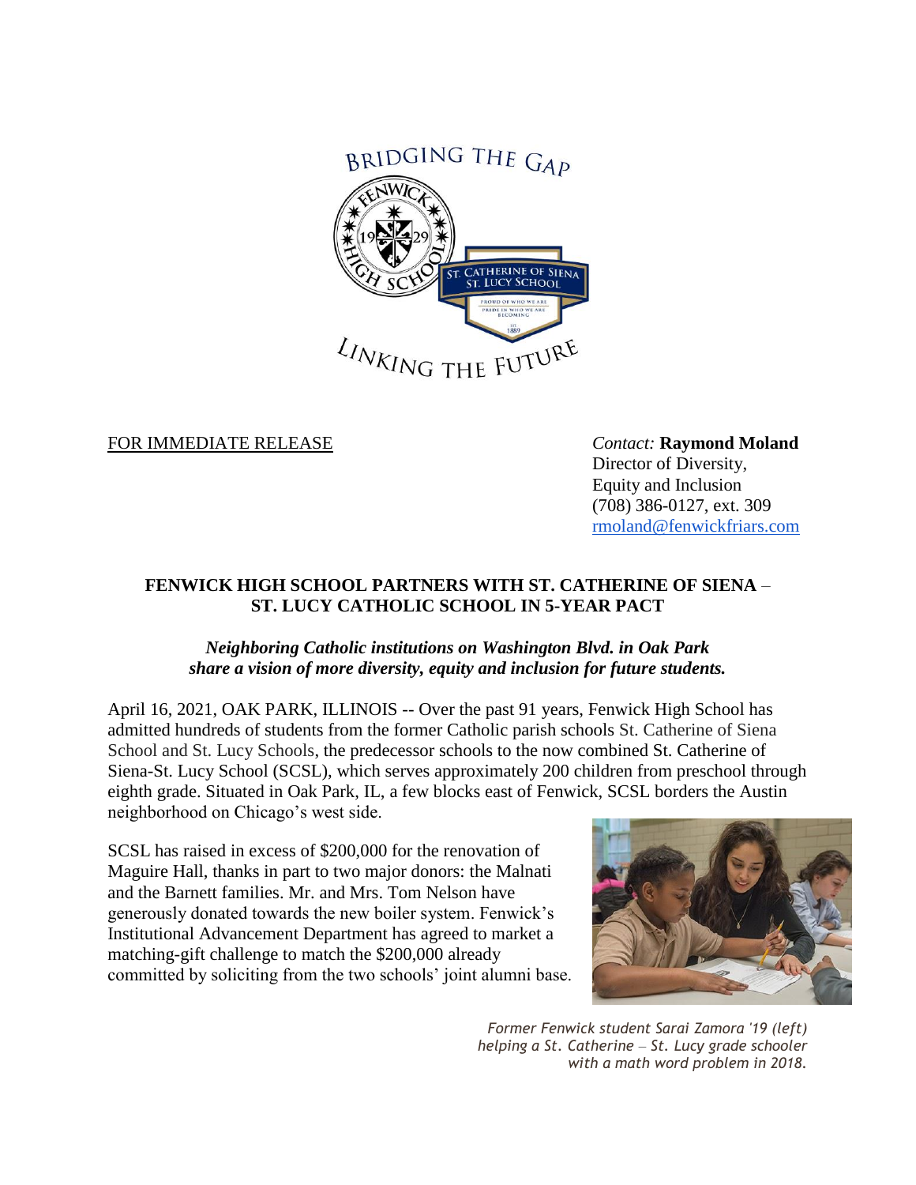BRIDGING THE GAP

LINKING THE FUTURE

FOR IMMEDIATE RELEASE

*Contact:* **Raymond Moland**
Director of Diversity,
Equity and Inclusion
(708) 386-0127, ext. 309
rmoland@fenwickfriars.com

## FENWICK HIGH SCHOOL PARTNERS WITH ST. CATHERINE OF SIENA – ST. LUCY CATHOLIC SCHOOL IN 5-YEAR PACT

***Neighboring Catholic institutions on Washington Blvd. in Oak Park share a vision of more diversity, equity and inclusion for future students.***

April 16, 2021, OAK PARK, ILLINOIS -- Over the past 91 years, Fenwick High School has admitted hundreds of students from the former Catholic parish schools St. Catherine of Siena School and St. Lucy Schools, the predecessor schools to the now combined St. Catherine of Siena-St. Lucy School (SCSL), which serves approximately 200 children from preschool through eighth grade. Situated in Oak Park, IL, a few blocks east of Fenwick, SCSL borders the Austin neighborhood on Chicago's west side.

SCSL has raised in excess of $200,000 for the renovation of Maguire Hall, thanks in part to two major donors: the Malnati and the Barnett families. Mr. and Mrs. Tom Nelson have generously donated towards the new boiler system. Fenwick's Institutional Advancement Department has agreed to market a matching-gift challenge to match the $200,000 already committed by soliciting from the two schools' joint alumni base.

*Former Fenwick student Sarai Zamora '19 (left) helping a St. Catherine – St. Lucy grade schooler with a math word problem in 2018.*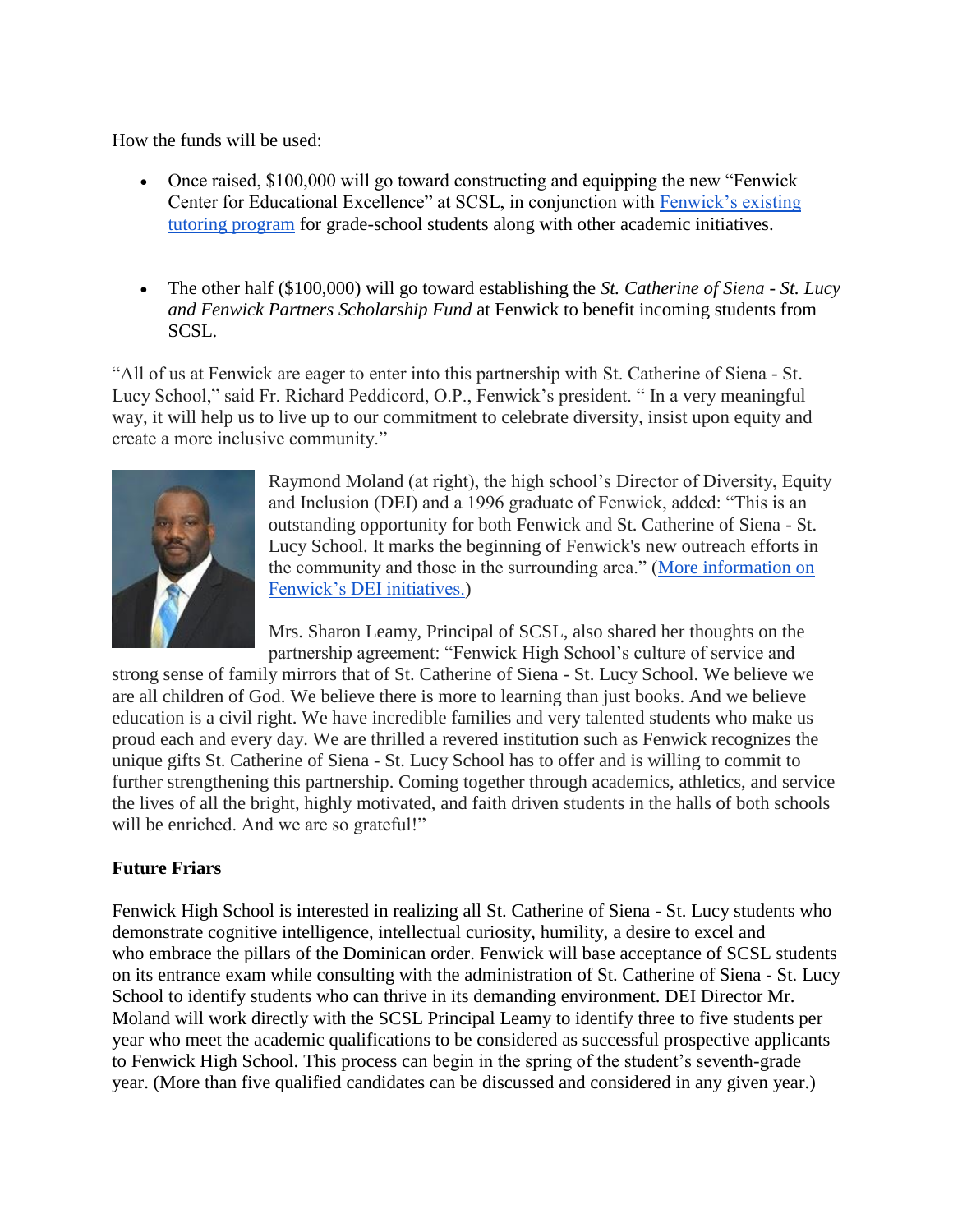How the funds will be used:

- Once raised, $100,000 will go toward constructing and equipping the new "Fenwick Center for Educational Excellence" at SCSL, in conjunction with Fenwick's existing tutoring program for grade-school students along with other academic initiatives.

- The other half ($100,000) will go toward establishing the *St. Catherine of Siena - St. Lucy and Fenwick Partners Scholarship Fund* at Fenwick to benefit incoming students from SCSL.

"All of us at Fenwick are eager to enter into this partnership with St. Catherine of Siena - St. Lucy School," said Fr. Richard Peddicord, O.P., Fenwick's president. " In a very meaningful way, it will help us to live up to our commitment to celebrate diversity, insist upon equity and create a more inclusive community."

Raymond Moland (at right), the high school's Director of Diversity, Equity and Inclusion (DEI) and a 1996 graduate of Fenwick, added: "This is an outstanding opportunity for both Fenwick and St. Catherine of Siena - St. Lucy School. It marks the beginning of Fenwick's new outreach efforts in the community and those in the surrounding area." (More information on Fenwick's DEI initiatives.)

Mrs. Sharon Leamy, Principal of SCSL, also shared her thoughts on the partnership agreement: "Fenwick High School's culture of service and strong sense of family mirrors that of St. Catherine of Siena - St. Lucy School. We believe we are all children of God. We believe there is more to learning than just books. And we believe education is a civil right. We have incredible families and very talented students who make us proud each and every day. We are thrilled a revered institution such as Fenwick recognizes the unique gifts St. Catherine of Siena - St. Lucy School has to offer and is willing to commit to further strengthening this partnership. Coming together through academics, athletics, and service the lives of all the bright, highly motivated, and faith driven students in the halls of both schools will be enriched. And we are so grateful!"

**Future Friars**

Fenwick High School is interested in realizing all St. Catherine of Siena - St. Lucy students who demonstrate cognitive intelligence, intellectual curiosity, humility, a desire to excel and who embrace the pillars of the Dominican order. Fenwick will base acceptance of SCSL students on its entrance exam while consulting with the administration of St. Catherine of Siena - St. Lucy School to identify students who can thrive in its demanding environment. DEI Director Mr. Moland will work directly with the SCSL Principal Leamy to identify three to five students per year who meet the academic qualifications to be considered as successful prospective applicants to Fenwick High School. This process can begin in the spring of the student's seventh-grade year. (More than five qualified candidates can be discussed and considered in any given year.)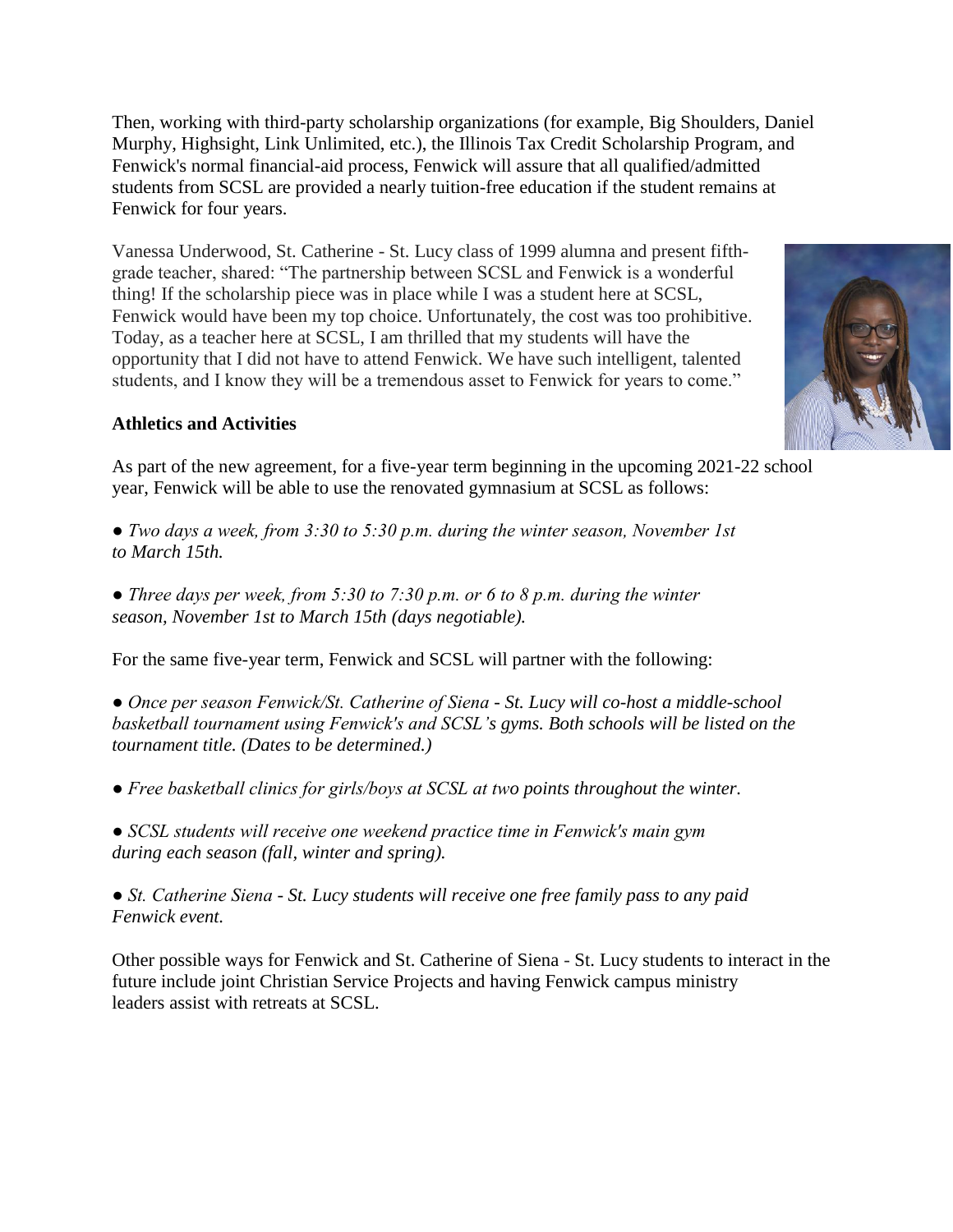Then, working with third-party scholarship organizations (for example, Big Shoulders, Daniel Murphy, Highsight, Link Unlimited, etc.), the Illinois Tax Credit Scholarship Program, and Fenwick's normal financial-aid process, Fenwick will assure that all qualified/admitted students from SCSL are provided a nearly tuition-free education if the student remains at Fenwick for four years.

Vanessa Underwood, St. Catherine - St. Lucy class of 1999 alumna and present fifth-grade teacher, shared: "The partnership between SCSL and Fenwick is a wonderful thing! If the scholarship piece was in place while I was a student here at SCSL, Fenwick would have been my top choice. Unfortunately, the cost was too prohibitive. Today, as a teacher here at SCSL, I am thrilled that my students will have the opportunity that I did not have to attend Fenwick. We have such intelligent, talented students, and I know they will be a tremendous asset to Fenwick for years to come."

**Athletics and Activities**

As part of the new agreement, for a five-year term beginning in the upcoming 2021-22 school year, Fenwick will be able to use the renovated gymnasium at SCSL as follows:

- *Two days a week, from 3:30 to 5:30 p.m. during the winter season, November 1st to March 15th.*

- *Three days per week, from 5:30 to 7:30 p.m. or 6 to 8 p.m. during the winter season, November 1st to March 15th (days negotiable).*

For the same five-year term, Fenwick and SCSL will partner with the following:

- *Once per season Fenwick/St. Catherine of Siena - St. Lucy will co-host a middle-school basketball tournament using Fenwick's and SCSL's gyms. Both schools will be listed on the tournament title. (Dates to be determined.)*

- *Free basketball clinics for girls/boys at SCSL at two points throughout the winter.*

- *SCSL students will receive one weekend practice time in Fenwick's main gym during each season (fall, winter and spring).*

- *St. Catherine Siena - St. Lucy students will receive one free family pass to any paid Fenwick event.*

Other possible ways for Fenwick and St. Catherine of Siena - St. Lucy students to interact in the future include joint Christian Service Projects and having Fenwick campus ministry leaders assist with retreats at SCSL.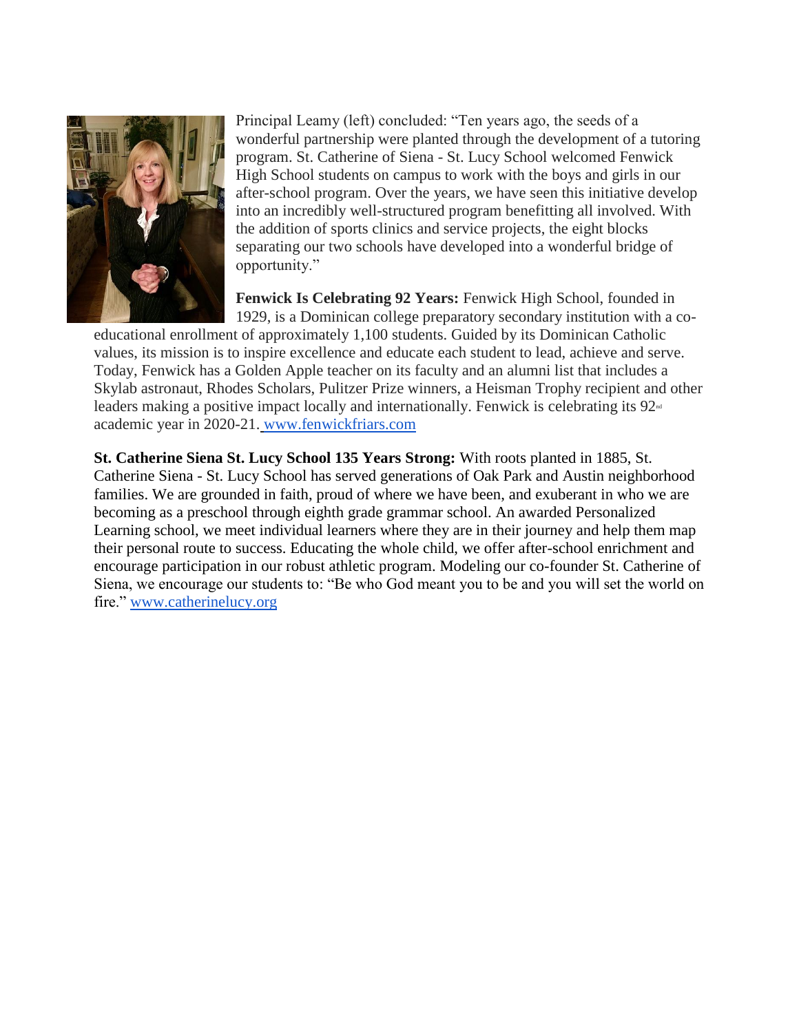Principal Leamy (left) concluded: "Ten years ago, the seeds of a wonderful partnership were planted through the development of a tutoring program. St. Catherine of Siena - St. Lucy School welcomed Fenwick High School students on campus to work with the boys and girls in our after-school program. Over the years, we have seen this initiative develop into an incredibly well-structured program benefitting all involved. With the addition of sports clinics and service projects, the eight blocks separating our two schools have developed into a wonderful bridge of opportunity."

**Fenwick Is Celebrating 92 Years:** Fenwick High School, founded in 1929, is a Dominican college preparatory secondary institution with a co-educational enrollment of approximately 1,100 students. Guided by its Dominican Catholic values, its mission is to inspire excellence and educate each student to lead, achieve and serve. Today, Fenwick has a Golden Apple teacher on its faculty and an alumni list that includes a Skylab astronaut, Rhodes Scholars, Pulitzer Prize winners, a Heisman Trophy recipient and other leaders making a positive impact locally and internationally. Fenwick is celebrating its 92nd academic year in 2020-21. www.fenwickfriars.com

**St. Catherine Siena St. Lucy School 135 Years Strong:** With roots planted in 1885, St. Catherine Siena - St. Lucy School has served generations of Oak Park and Austin neighborhood families. We are grounded in faith, proud of where we have been, and exuberant in who we are becoming as a preschool through eighth grade grammar school. An awarded Personalized Learning school, we meet individual learners where they are in their journey and help them map their personal route to success. Educating the whole child, we offer after-school enrichment and encourage participation in our robust athletic program. Modeling our co-founder St. Catherine of Siena, we encourage our students to: "Be who God meant you to be and you will set the world on fire." www.catherinelucy.org